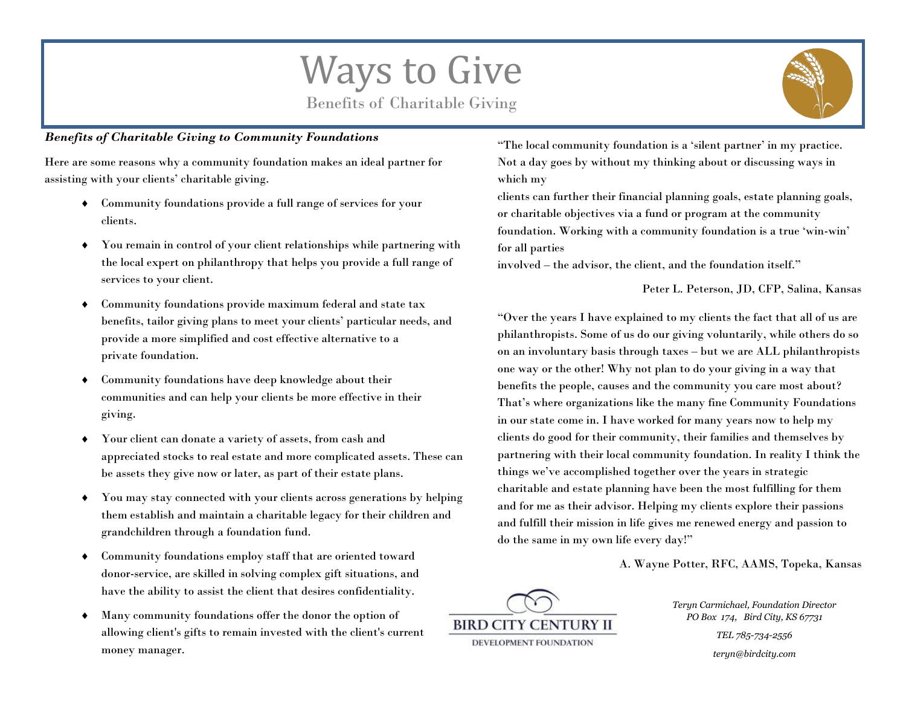# Ways to Give

## Benefits of Charitable Giving

***Benefits of Charitable Giving to Community Foundations***

Here are some reasons why a community foundation makes an ideal partner for assisting with your clients' charitable giving.

- Community foundations provide a full range of services for your clients.
- You remain in control of your client relationships while partnering with the local expert on philanthropy that helps you provide a full range of services to your client.
- Community foundations provide maximum federal and state tax benefits, tailor giving plans to meet your clients' particular needs, and provide a more simplified and cost effective alternative to a private foundation.
- Community foundations have deep knowledge about their communities and can help your clients be more effective in their giving.
- Your client can donate a variety of assets, from cash and appreciated stocks to real estate and more complicated assets. These can be assets they give now or later, as part of their estate plans.
- You may stay connected with your clients across generations by helping them establish and maintain a charitable legacy for their children and grandchildren through a foundation fund.
- Community foundations employ staff that are oriented toward donor-service, are skilled in solving complex gift situations, and have the ability to assist the client that desires confidentiality.
- Many community foundations offer the donor the option of allowing client's gifts to remain invested with the client's current money manager.

"The local community foundation is a 'silent partner' in my practice. Not a day goes by without my thinking about or discussing ways in which my clients can further their financial planning goals, estate planning goals, or charitable objectives via a fund or program at the community foundation. Working with a community foundation is a true 'win-win' for all parties involved – the advisor, the client, and the foundation itself."

Peter L. Peterson, JD, CFP, Salina, Kansas

"Over the years I have explained to my clients the fact that all of us are philanthropists. Some of us do our giving voluntarily, while others do so on an involuntary basis through taxes – but we are ALL philanthropists one way or the other! Why not plan to do your giving in a way that benefits the people, causes and the community you care most about? That's where organizations like the many fine Community Foundations in our state come in. I have worked for many years now to help my clients do good for their community, their families and themselves by partnering with their local community foundation. In reality I think the things we've accomplished together over the years in strategic charitable and estate planning have been the most fulfilling for them and for me as their advisor. Helping my clients explore their passions and fulfill their mission in life gives me renewed energy and passion to do the same in my own life every day!"

A. Wayne Potter, RFC, AAMS, Topeka, Kansas

BIRD CITY CENTURY II
DEVELOPMENT FOUNDATION

*Teryn Carmichael, Foundation Director*
*PO Box 174, Bird City, KS 67731*

*TEL 785-734-2556*

*teryn@birdcity.com*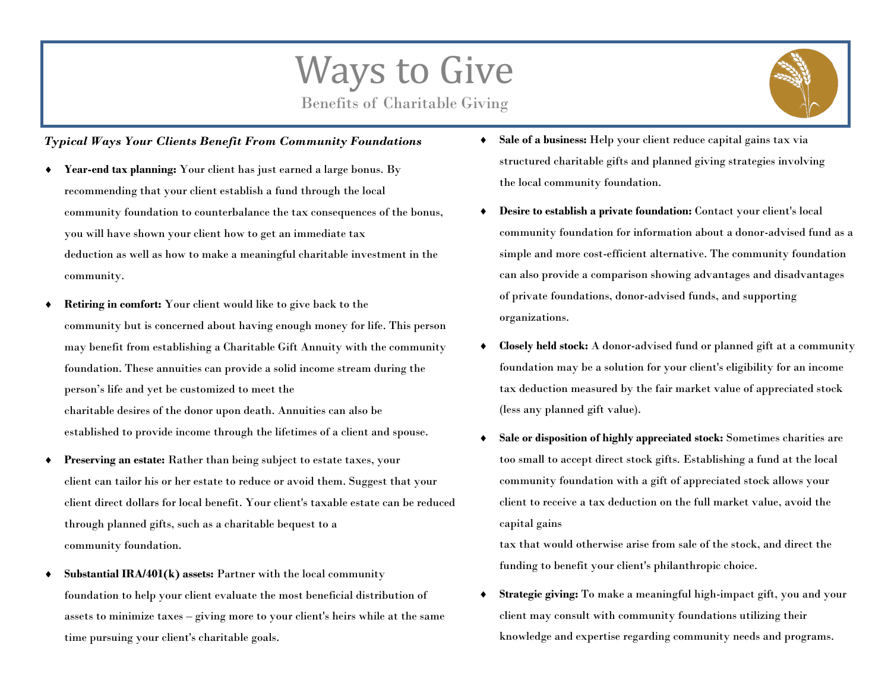# Ways to Give

## Benefits of Charitable Giving

***Typical Ways Your Clients Benefit From Community Foundations***

- **Year-end tax planning:** Your client has just earned a large bonus. By recommending that your client establish a fund through the local community foundation to counterbalance the tax consequences of the bonus, you will have shown your client how to get an immediate tax deduction as well as how to make a meaningful charitable investment in the community.
- **Retiring in comfort:** Your client would like to give back to the community but is concerned about having enough money for life. This person may benefit from establishing a Charitable Gift Annuity with the community foundation. These annuities can provide a solid income stream during the person's life and yet be customized to meet the charitable desires of the donor upon death. Annuities can also be established to provide income through the lifetimes of a client and spouse.
- **Preserving an estate:** Rather than being subject to estate taxes, your client can tailor his or her estate to reduce or avoid them. Suggest that your client direct dollars for local benefit. Your client's taxable estate can be reduced through planned gifts, such as a charitable bequest to a community foundation.
- **Substantial IRA/401(k) assets:** Partner with the local community foundation to help your client evaluate the most beneficial distribution of assets to minimize taxes – giving more to your client's heirs while at the same time pursuing your client's charitable goals.
- **Sale of a business:** Help your client reduce capital gains tax via structured charitable gifts and planned giving strategies involving the local community foundation.
- **Desire to establish a private foundation:** Contact your client's local community foundation for information about a donor-advised fund as a simple and more cost-efficient alternative. The community foundation can also provide a comparison showing advantages and disadvantages of private foundations, donor-advised funds, and supporting organizations.
- **Closely held stock:** A donor-advised fund or planned gift at a community foundation may be a solution for your client's eligibility for an income tax deduction measured by the fair market value of appreciated stock (less any planned gift value).
- **Sale or disposition of highly appreciated stock:** Sometimes charities are too small to accept direct stock gifts. Establishing a fund at the local community foundation with a gift of appreciated stock allows your client to receive a tax deduction on the full market value, avoid the capital gains tax that would otherwise arise from sale of the stock, and direct the funding to benefit your client's philanthropic choice.
- **Strategic giving:** To make a meaningful high-impact gift, you and your client may consult with community foundations utilizing their knowledge and expertise regarding community needs and programs.